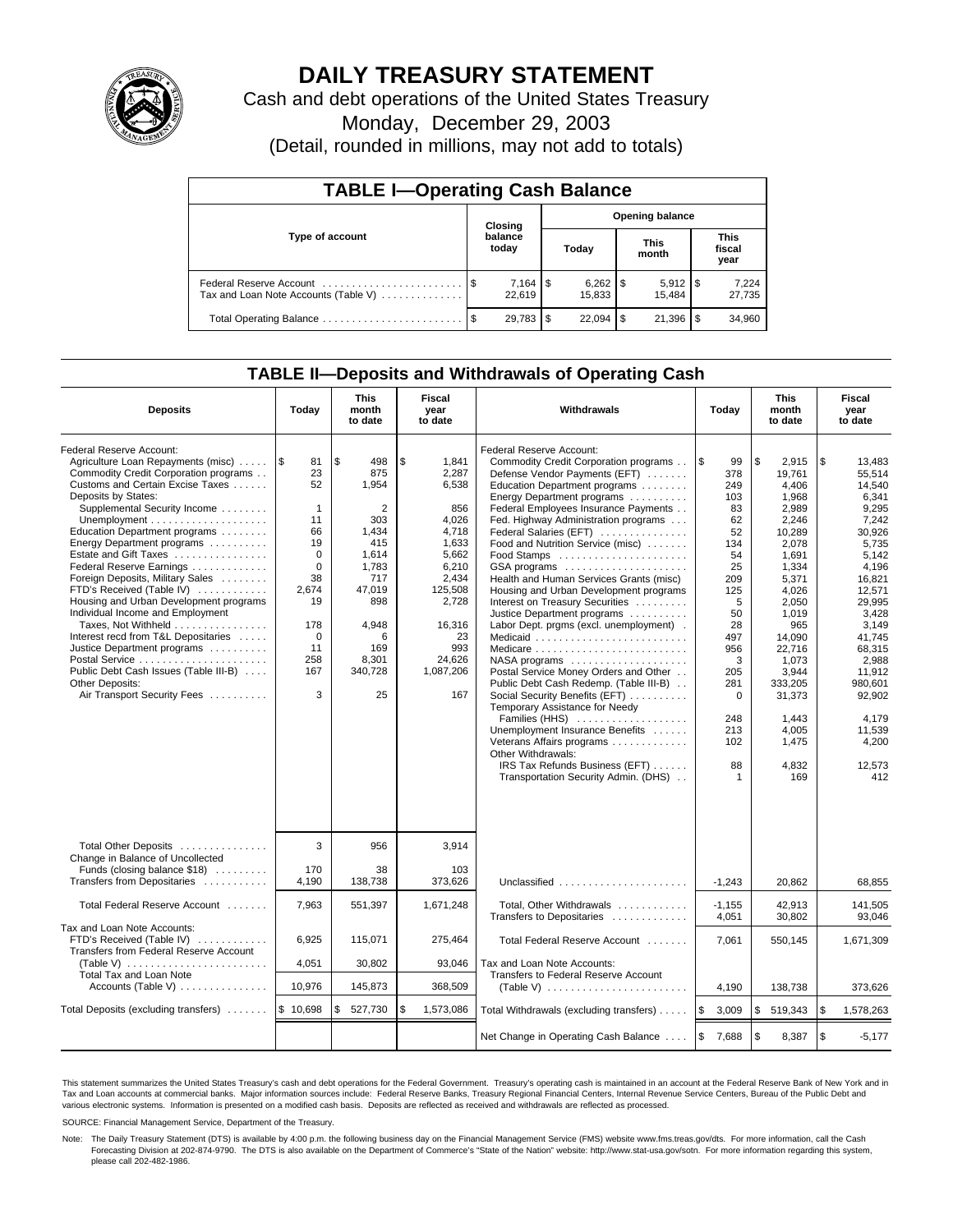# DAILY TREASURY STATEMENT

Cash and debt operations of the United States Treasury

Monday, December 29, 2003

(Detail, rounded in millions, may not add to totals)

## TABLE I—Operating Cash Balance

| Type of account | Closing balance today | Opening balance Today | Opening balance This month | Opening balance This fiscal year |
|---|---|---|---|---|
| Federal Reserve Account | $ 7,164 | $ 6,262 | $ 5,912 | $ 7,224 |
| Tax and Loan Note Accounts (Table V) | 22,619 | 15,833 | 15,484 | 27,735 |
| Total Operating Balance | $ 29,783 | $ 22,094 | $ 21,396 | $ 34,960 |

## TABLE II—Deposits and Withdrawals of Operating Cash

| Deposits | Today | This month to date | Fiscal year to date | Withdrawals | Today | This month to date | Fiscal year to date |
|---|---|---|---|---|---|---|---|
| Federal Reserve Account: | | | | Federal Reserve Account: | | | |
| Agriculture Loan Repayments (misc) | $ 81 | $ 498 | $ 1,841 | Commodity Credit Corporation programs | $ 99 | $ 2,915 | $ 13,483 |
| Commodity Credit Corporation programs | 23 | 875 | 2,287 | Defense Vendor Payments (EFT) | 378 | 19,761 | 55,514 |
| Customs and Certain Excise Taxes | 52 | 1,954 | 6,538 | Education Department programs | 249 | 4,406 | 14,540 |
| Deposits by States: | | | | Energy Department programs | 103 | 1,968 | 6,341 |
| Supplemental Security Income | 1 | 2 | 856 | Federal Employees Insurance Payments | 83 | 2,989 | 9,295 |
| Unemployment | 11 | 303 | 4,026 | Fed. Highway Administration programs | 62 | 2,246 | 7,242 |
| Education Department programs | 66 | 1,434 | 4,718 | Federal Salaries (EFT) | 52 | 10,289 | 30,926 |
| Energy Department programs | 19 | 415 | 1,633 | Food and Nutrition Service (misc) | 134 | 2,078 | 5,735 |
| Estate and Gift Taxes | 0 | 1,614 | 5,662 | Food Stamps | 54 | 1,691 | 5,142 |
| Federal Reserve Earnings | 0 | 1,783 | 6,210 | GSA programs | 25 | 1,334 | 4,196 |
| Foreign Deposits, Military Sales | 38 | 717 | 2,434 | Health and Human Services Grants (misc) | 209 | 5,371 | 16,821 |
| FTD's Received (Table IV) | 2,674 | 47,019 | 125,508 | Housing and Urban Development programs | 125 | 4,026 | 12,571 |
| Housing and Urban Development programs | 19 | 898 | 2,728 | Interest on Treasury Securities | 5 | 2,050 | 29,995 |
| Individual Income and Employment | | | | Justice Department programs | 50 | 1,019 | 3,428 |
| Taxes, Not Withheld | 178 | 4,948 | 16,316 | Labor Dept. prgms (excl. unemployment) | 28 | 965 | 3,149 |
| Interest recd from T&L Depositaries | 0 | 6 | 23 | Medicaid | 497 | 14,090 | 41,745 |
| Justice Department programs | 11 | 169 | 993 | Medicare | 956 | 22,716 | 68,315 |
| Postal Service | 258 | 8,301 | 24,626 | NASA programs | 3 | 1,073 | 2,988 |
| Public Debt Cash Issues (Table III-B) | 167 | 340,728 | 1,087,206 | Postal Service Money Orders and Other | 205 | 3,944 | 11,912 |
| Other Deposits: | | | | Public Debt Cash Redemp. (Table III-B) | 281 | 333,205 | 980,601 |
| Air Transport Security Fees | 3 | 25 | 167 | Social Security Benefits (EFT) | 0 | 31,373 | 92,902 |
| | | | | Temporary Assistance for Needy Families (HHS) | 248 | 1,443 | 4,179 |
| | | | | Unemployment Insurance Benefits | 213 | 4,005 | 11,539 |
| | | | | Veterans Affairs programs | 102 | 1,475 | 4,200 |
| | | | | Other Withdrawals: | | | |
| | | | | IRS Tax Refunds Business (EFT) | 88 | 4,832 | 12,573 |
| | | | | Transportation Security Admin. (DHS) | 1 | 169 | 412 |
| Total Other Deposits | 3 | 956 | 3,914 | | | | |
| Change in Balance of Uncollected Funds (closing balance $18) | 170 | 38 | 103 | | | | |
| Transfers from Depositaries | 4,190 | 138,738 | 373,626 | Unclassified | -1,243 | 20,862 | 68,855 |
| Total Federal Reserve Account | 7,963 | 551,397 | 1,671,248 | Total, Other Withdrawals | -1,155 | 42,913 | 141,505 |
| | | | | Transfers to Depositaries | 4,051 | 30,802 | 93,046 |
| Tax and Loan Note Accounts: | | | | | | | |
| FTD's Received (Table IV) | 6,925 | 115,071 | 275,464 | Total Federal Reserve Account | 7,061 | 550,145 | 1,671,309 |
| Transfers from Federal Reserve Account (Table V) | 4,051 | 30,802 | 93,046 | Tax and Loan Note Accounts: | | | |
| Total Tax and Loan Note Accounts (Table V) | 10,976 | 145,873 | 368,509 | Transfers to Federal Reserve Account (Table V) | 4,190 | 138,738 | 373,626 |
| Total Deposits (excluding transfers) | $ 10,698 | $ 527,730 | $ 1,573,086 | Total Withdrawals (excluding transfers) | $ 3,009 | $ 519,343 | $ 1,578,263 |
| | | | | Net Change in Operating Cash Balance | $ 7,688 | $ 8,387 | $ -5,177 |

This statement summarizes the United States Treasury's cash and debt operations for the Federal Government. Treasury's operating cash is maintained in an account at the Federal Reserve Bank of New York and in Tax and Loan accounts at commercial banks. Major information sources include: Federal Reserve Banks, Treasury Regional Financial Centers, Internal Revenue Service Centers, Bureau of the Public Debt and various electronic systems. Information is presented on a modified cash basis. Deposits are reflected as received and withdrawals are reflected as processed.

SOURCE: Financial Management Service, Department of the Treasury.

Note: The Daily Treasury Statement (DTS) is available by 4:00 p.m. the following business day on the Financial Management Service (FMS) website www.fms.treas.gov/dts. For more information, call the Cash Forecasting Division at 202-874-9790. The DTS is also available on the Department of Commerce's "State of the Nation" website: http://www.stat-usa.gov/sotn. For more information regarding this system, please call 202-482-1986.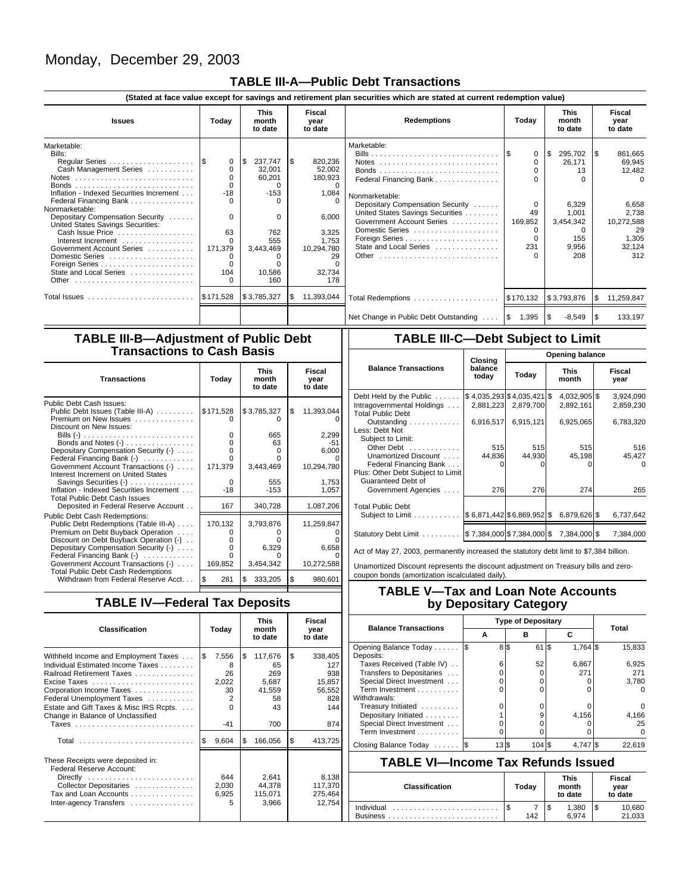# Monday, December 29, 2003

## TABLE III-A—Public Debt Transactions

(Stated at face value except for savings and retirement plan securities which are stated at current redemption value)

| Issues | Today | This month to date | Fiscal year to date |
|---|---|---|---|
| Marketable: | | | |
| Bills: | | | |
| Regular Series | $ 0 | $ 237,747 | $ 820,236 |
| Cash Management Series | 0 | 32,001 | 52,002 |
| Notes | 0 | 60,201 | 180,923 |
| Bonds | 0 | 0 | 0 |
| Inflation - Indexed Securities Increment | -18 | -153 | 1,084 |
| Federal Financing Bank | 0 | 0 | 0 |
| Nonmarketable: | | | |
| Depositary Compensation Security | 0 | 0 | 6,000 |
| United States Savings Securities: | | | |
| Cash Issue Price | 63 | 762 | 3,325 |
| Interest Increment | 0 | 555 | 1,753 |
| Government Account Series | 171,379 | 3,443,469 | 10,294,780 |
| Domestic Series | 0 | 0 | 29 |
| Foreign Series | 0 | 0 | 0 |
| State and Local Series | 104 | 10,586 | 32,734 |
| Other | 0 | 160 | 178 |
| Total Issues | $171,528 | $3,785,327 | $ 11,393,044 |

| Redemptions | Today | This month to date | Fiscal year to date |
|---|---|---|---|
| Marketable: | | | |
| Bills | $ 0 | $ 295,702 | $ 861,665 |
| Notes | 0 | 26,171 | 69,945 |
| Bonds | 0 | 13 | 12,482 |
| Federal Financing Bank | 0 | 0 | 0 |
| Nonmarketable: | | | |
| Depositary Compensation Security | 0 | 6,329 | 6,658 |
| United States Savings Securities | 49 | 1,001 | 2,738 |
| Government Account Series | 169,852 | 3,454,342 | 10,272,588 |
| Domestic Series | 0 | 0 | 29 |
| Foreign Series | 0 | 155 | 1,305 |
| State and Local Series | 231 | 9,956 | 32,124 |
| Other | 0 | 208 | 312 |
| Total Redemptions | $170,132 | $3,793,876 | $ 11,259,847 |
| Net Change in Public Debt Outstanding | $ 1,395 | $ -8,549 | $ 133,197 |

## TABLE III-B—Adjustment of Public Debt Transactions to Cash Basis

| Transactions | Today | This month to date | Fiscal year to date |
|---|---|---|---|
| Public Debt Cash Issues: | | | |
| Public Debt Issues (Table III-A) | $171,528 | $3,785,327 | $ 11,393,044 |
| Premium on New Issues | 0 | 0 | 0 |
| Discount on New Issues: | | | |
| Bills (-) | 0 | 665 | 2,299 |
| Bonds and Notes (-) | 0 | 63 | -51 |
| Depositary Compensation Security (-) | 0 | 0 | 6,000 |
| Federal Financing Bank (-) | 0 | 0 | 0 |
| Government Account Transactions (-) | 171,379 | 3,443,469 | 10,294,780 |
| Interest Increment on United States Savings Securities (-) | 0 | 555 | 1,753 |
| Inflation - Indexed Securities Increment | -18 | -153 | 1,057 |
| Total Public Debt Cash Issues Deposited in Federal Reserve Account | 167 | 340,728 | 1,087,206 |
| Public Debt Cash Redemptions: | | | |
| Public Debt Redemptions (Table III-A) | 170,132 | 3,793,876 | 11,259,847 |
| Premium on Debt Buyback Operation | 0 | 0 | 0 |
| Discount on Debt Buyback Operation (-) | 0 | 0 | 0 |
| Depositary Compensation Security (-) | 0 | 6,329 | 6,658 |
| Federal Financing Bank (-) | 0 | 0 | 0 |
| Government Account Transactions (-) | 169,852 | 3,454,342 | 10,272,588 |
| Total Public Debt Cash Redemptions Withdrawn from Federal Reserve Acct. | $ 281 | $ 333,205 | $ 980,601 |

## TABLE III-C—Debt Subject to Limit

| Balance Transactions | Closing balance today | Opening balance Today | Opening balance This month | Opening balance Fiscal year |
|---|---|---|---|---|
| Debt Held by the Public | $ 4,035,293 | $ 4,035,421 | $ 4,032,905 | $ 3,924,090 |
| Intragovernmental Holdings | 2,881,223 | 2,879,700 | 2,892,161 | 2,859,230 |
| Total Public Debt Outstanding | 6,916,517 | 6,915,121 | 6,925,065 | 6,783,320 |
| Less: Debt Not Subject to Limit: | | | | |
| Other Debt | 515 | 515 | 515 | 516 |
| Unamortized Discount | 44,836 | 44,930 | 45,198 | 45,427 |
| Federal Financing Bank | 0 | 0 | 0 | 0 |
| Plus: Other Debt Subject to Limit Guaranteed Debt of Government Agencies | 276 | 276 | 274 | 265 |
| Total Public Debt Subject to Limit | $ 6,871,442 | $ 6,869,952 | $ 6,879,626 | $ 6,737,642 |
| Statutory Debt Limit | $ 7,384,000 | $ 7,384,000 | $ 7,384,000 | $ 7,384,000 |

Act of May 27, 2003, permanently increased the statutory debt limit to $7,384 billion.

Unamortized Discount represents the discount adjustment on Treasury bills and zero-coupon bonds (amortization iscalculated daily).

## TABLE IV—Federal Tax Deposits

| Classification | Today | This month to date | Fiscal year to date |
|---|---|---|---|
| Withheld Income and Employment Taxes | $ 7,556 | $ 117,676 | $ 338,405 |
| Individual Estimated Income Taxes | 8 | 65 | 127 |
| Railroad Retirement Taxes | 26 | 269 | 938 |
| Excise Taxes | 2,022 | 5,687 | 15,857 |
| Corporation Income Taxes | 30 | 41,559 | 56,552 |
| Federal Unemployment Taxes | 2 | 58 | 828 |
| Estate and Gift Taxes & Misc IRS Rcpts. | 0 | 43 | 144 |
| Change in Balance of Unclassified Taxes | -41 | 700 | 874 |
| Total | $ 9,604 | $ 166,056 | $ 413,725 |
| These Receipts were deposited in: | | | |
| Federal Reserve Account: | | | |
| Directly | 644 | 2,641 | 8,138 |
| Collector Depositaries | 2,030 | 44,378 | 117,370 |
| Tax and Loan Accounts | 6,925 | 115,071 | 275,464 |
| Inter-agency Transfers | 5 | 3,966 | 12,754 |

## TABLE V—Tax and Loan Note Accounts by Depositary Category

| Balance Transactions | Type of Depositary A | B | C | Total |
|---|---|---|---|---|
| Opening Balance Today | $ 8 | $ 61 | $ 1,764 | $ 15,833 |
| Deposits: | | | | |
| Taxes Received (Table IV) | 6 | 52 | 6,867 | 6,925 |
| Transfers to Depositaries | 0 | 0 | 271 | 271 |
| Special Direct Investment | 0 | 0 | 0 | 3,780 |
| Term Investment | 0 | 0 | 0 | 0 |
| Withdrawals: | | | | |
| Treasury Initiated | 0 | 0 | 0 | 0 |
| Depositary Initiated | 1 | 9 | 4,156 | 4,166 |
| Special Direct Investment | 0 | 0 | 0 | 25 |
| Term Investment | 0 | 0 | 0 | 0 |
| Closing Balance Today | $ 13 | $ 104 | $ 4,747 | $ 22,619 |

## TABLE VI—Income Tax Refunds Issued

| Classification | Today | This month to date | Fiscal year to date |
|---|---|---|---|
| Individual | $ 7 | $ 1,380 | $ 10,680 |
| Business | 142 | 6,974 | 21,033 |